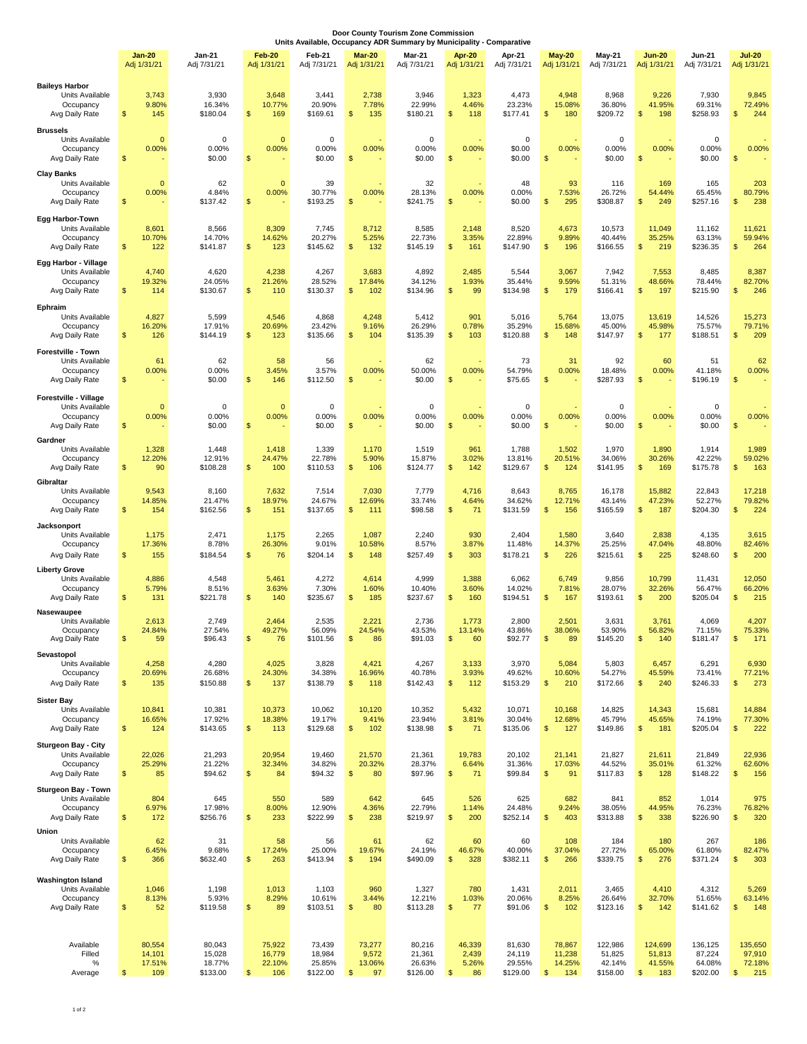# Door County Tourism Zone Commission

## Units Available, Occupancy ADR Summary by Municipality - Comparative

| | Jan-20 Adj 1/31/21 | Jan-21 Adj 7/31/21 | Feb-20 Adj 1/31/21 | Feb-21 Adj 7/31/21 | Mar-20 Adj 1/31/21 | Mar-21 Adj 7/31/21 | Apr-20 Adj 1/31/21 | Apr-21 Adj 7/31/21 | May-20 Adj 1/31/21 | May-21 Adj 7/31/21 | Jun-20 Adj 1/31/21 | Jun-21 Adj 7/31/21 | Jul-20 Adj 1/31/21 |
|---|---|---|---|---|---|---|---|---|---|---|---|---|---|
| **Baileys Harbor** | | | | | | | | | | | | | |
| Units Available | 3,743 | 3,930 | 3,648 | 3,441 | 2,738 | 3,946 | 1,323 | 4,473 | 4,948 | 8,968 | 9,226 | 7,930 | 9,845 |
| Occupancy | 9.80% | 16.34% | 10.77% | 20.90% | 7.78% | 22.99% | 4.46% | 23.23% | 15.08% | 36.80% | 41.95% | 69.31% | 72.49% |
| Avg Daily Rate | $ 145 | $180.04 | $ 169 | $169.61 | $ 135 | $180.21 | $ 118 | $177.41 | $ 180 | $209.72 | $ 198 | $258.93 | $ 244 |
| **Brussels** | | | | | | | | | | | | | |
| Units Available | 0 | 0 | 0 | 0 | - | 0 | - | 0 | - | 0 | - | 0 | - |
| Occupancy | 0.00% | 0.00% | 0.00% | 0.00% | 0.00% | 0.00% | 0.00% | $0.00 | 0.00% | 0.00% | 0.00% | 0.00% | 0.00% |
| Avg Daily Rate | $ - | $0.00 | $ - | $0.00 | $ - | $0.00 | $ - | $0.00 | $ - | $0.00 | $ - | $0.00 | $ - |
| **Clay Banks** | | | | | | | | | | | | | |
| Units Available | 0 | 62 | 0 | 39 | - | 32 | - | 48 | 93 | 116 | 169 | 165 | 203 |
| Occupancy | 0.00% | 4.84% | 0.00% | 30.77% | 0.00% | 28.13% | 0.00% | 0.00% | 7.53% | 26.72% | 54.44% | 65.45% | 80.79% |
| Avg Daily Rate | $ - | $137.42 | $ - | $193.25 | $ - | $241.75 | $ - | $0.00 | $ 295 | $308.87 | $ 249 | $257.16 | $ 238 |
| **Egg Harbor-Town** | | | | | | | | | | | | | |
| Units Available | 8,601 | 8,566 | 8,309 | 7,745 | 8,712 | 8,585 | 2,148 | 8,520 | 4,673 | 10,573 | 11,049 | 11,162 | 11,621 |
| Occupancy | 10.70% | 14.70% | 14.62% | 20.27% | 5.25% | 22.73% | 3.35% | 22.89% | 9.89% | 40.44% | 35.25% | 63.13% | 59.94% |
| Avg Daily Rate | $ 122 | $141.87 | $ 123 | $145.62 | $ 132 | $145.19 | $ 161 | $147.90 | $ 196 | $166.55 | $ 219 | $236.35 | $ 264 |
| **Egg Harbor - Village** | | | | | | | | | | | | | |
| Units Available | 4,740 | 4,620 | 4,238 | 4,267 | 3,683 | 4,892 | 2,485 | 5,544 | 3,067 | 7,942 | 7,553 | 8,485 | 8,387 |
| Occupancy | 19.32% | 24.05% | 21.26% | 28.52% | 17.84% | 34.12% | 1.93% | 35.44% | 9.59% | 51.31% | 48.66% | 78.44% | 82.70% |
| Avg Daily Rate | $ 114 | $130.67 | $ 110 | $130.37 | $ 102 | $134.96 | $ 99 | $134.98 | $ 179 | $166.41 | $ 197 | $215.90 | $ 246 |
| **Ephraim** | | | | | | | | | | | | | |
| Units Available | 4,827 | 5,599 | 4,546 | 4,868 | 4,248 | 5,412 | 901 | 5,016 | 5,764 | 13,075 | 13,619 | 14,526 | 15,273 |
| Occupancy | 16.20% | 17.91% | 20.69% | 23.42% | 9.16% | 26.29% | 0.78% | 35.29% | 15.68% | 45.00% | 45.98% | 75.57% | 79.71% |
| Avg Daily Rate | $ 126 | $144.19 | $ 123 | $135.66 | $ 104 | $135.39 | $ 103 | $120.88 | $ 148 | $147.97 | $ 177 | $188.51 | $ 209 |
| **Forestville - Town** | | | | | | | | | | | | | |
| Units Available | 61 | 62 | 58 | 56 | - | 62 | - | 73 | 31 | 92 | 60 | 51 | 62 |
| Occupancy | 0.00% | 0.00% | 3.45% | 3.57% | 0.00% | 50.00% | 0.00% | 54.79% | 0.00% | 18.48% | 0.00% | 41.18% | 0.00% |
| Avg Daily Rate | $ - | $0.00 | $ 146 | $112.50 | $ - | $0.00 | $ - | $75.65 | $ - | $287.93 | $ - | $196.19 | $ - |
| **Forestville - Village** | | | | | | | | | | | | | |
| Units Available | 0 | 0 | 0 | 0 | - | 0 | - | 0 | - | 0 | - | 0 | - |
| Occupancy | 0.00% | 0.00% | 0.00% | 0.00% | 0.00% | 0.00% | 0.00% | 0.00% | 0.00% | 0.00% | 0.00% | 0.00% | 0.00% |
| Avg Daily Rate | $ - | $0.00 | $ - | $0.00 | $ - | $0.00 | $ - | $0.00 | $ - | $0.00 | $ - | $0.00 | $ - |
| **Gardner** | | | | | | | | | | | | | |
| Units Available | 1,328 | 1,448 | 1,418 | 1,339 | 1,170 | 1,519 | 961 | 1,788 | 1,502 | 1,970 | 1,890 | 1,914 | 1,989 |
| Occupancy | 12.20% | 12.91% | 24.47% | 22.78% | 5.90% | 15.87% | 3.02% | 13.81% | 20.51% | 34.06% | 30.26% | 42.22% | 59.02% |
| Avg Daily Rate | $ 90 | $108.28 | $ 100 | $110.53 | $ 106 | $124.77 | $ 142 | $129.67 | $ 124 | $141.95 | $ 169 | $175.78 | $ 163 |
| **Gibraltar** | | | | | | | | | | | | | |
| Units Available | 9,543 | 8,160 | 7,632 | 7,514 | 7,030 | 7,779 | 4,716 | 8,643 | 8,765 | 16,178 | 15,882 | 22,843 | 17,218 |
| Occupancy | 14.85% | 21.47% | 18.97% | 24.67% | 12.69% | 33.74% | 4.64% | 34.62% | 12.71% | 43.14% | 47.23% | 52.27% | 79.82% |
| Avg Daily Rate | $ 154 | $162.56 | $ 151 | $137.65 | $ 111 | $98.58 | $ 71 | $131.59 | $ 156 | $165.59 | $ 187 | $204.30 | $ 224 |
| **Jacksonport** | | | | | | | | | | | | | |
| Units Available | 1,175 | 2,471 | 1,175 | 2,265 | 1,087 | 2,240 | 930 | 2,404 | 1,580 | 3,640 | 2,838 | 4,135 | 3,615 |
| Occupancy | 17.36% | 8.78% | 26.30% | 9.01% | 10.58% | 8.57% | 3.87% | 11.48% | 14.37% | 25.25% | 47.04% | 48.80% | 82.46% |
| Avg Daily Rate | $ 155 | $184.54 | $ 76 | $204.14 | $ 148 | $257.49 | $ 303 | $178.21 | $ 226 | $215.61 | $ 225 | $248.60 | $ 200 |
| **Liberty Grove** | | | | | | | | | | | | | |
| Units Available | 4,886 | 4,548 | 5,461 | 4,272 | 4,614 | 4,999 | 1,388 | 6,062 | 6,749 | 9,856 | 10,799 | 11,431 | 12,050 |
| Occupancy | 5.79% | 8.51% | 3.63% | 7.30% | 1.60% | 10.40% | 3.60% | 14.02% | 7.81% | 28.07% | 32.26% | 56.47% | 66.20% |
| Avg Daily Rate | $ 131 | $221.78 | $ 140 | $235.67 | $ 185 | $237.67 | $ 160 | $194.51 | $ 167 | $193.61 | $ 200 | $205.04 | $ 215 |
| **Nasewaupee** | | | | | | | | | | | | | |
| Units Available | 2,613 | 2,749 | 2,464 | 2,535 | 2,221 | 2,736 | 1,773 | 2,800 | 2,501 | 3,631 | 3,761 | 4,069 | 4,207 |
| Occupancy | 24.84% | 27.54% | 49.27% | 56.09% | 24.54% | 43.53% | 13.14% | 43.86% | 38.06% | 53.90% | 56.82% | 71.15% | 75.33% |
| Avg Daily Rate | $ 59 | $96.43 | $ 76 | $101.56 | $ 86 | $91.03 | $ 60 | $92.77 | $ 89 | $145.20 | $ 140 | $181.47 | $ 171 |
| **Sevastopol** | | | | | | | | | | | | | |
| Units Available | 4,258 | 4,280 | 4,025 | 3,828 | 4,421 | 4,267 | 3,133 | 3,970 | 5,084 | 5,803 | 6,457 | 6,291 | 6,930 |
| Occupancy | 20.69% | 26.68% | 24.30% | 34.38% | 16.96% | 40.78% | 3.93% | 49.62% | 10.60% | 54.27% | 45.59% | 73.41% | 77.21% |
| Avg Daily Rate | $ 135 | $150.88 | $ 137 | $138.79 | $ 118 | $142.43 | $ 112 | $153.29 | $ 210 | $172.66 | $ 240 | $246.33 | $ 273 |
| **Sister Bay** | | | | | | | | | | | | | |
| Units Available | 10,841 | 10,381 | 10,373 | 10,062 | 10,120 | 10,352 | 5,432 | 10,071 | 10,168 | 14,825 | 14,343 | 15,681 | 14,884 |
| Occupancy | 16.65% | 17.92% | 18.38% | 19.17% | 9.41% | 23.94% | 3.81% | 30.04% | 12.68% | 45.79% | 45.65% | 74.19% | 77.30% |
| Avg Daily Rate | $ 124 | $143.65 | $ 113 | $129.68 | $ 102 | $138.98 | $ 71 | $135.06 | $ 127 | $149.86 | $ 181 | $205.04 | $ 222 |
| **Sturgeon Bay - City** | | | | | | | | | | | | | |
| Units Available | 22,026 | 21,293 | 20,954 | 19,460 | 21,570 | 21,361 | 19,783 | 20,102 | 21,141 | 21,827 | 21,611 | 21,849 | 22,936 |
| Occupancy | 25.29% | 21.22% | 32.34% | 34.82% | 20.32% | 28.37% | 6.64% | 31.36% | 17.03% | 44.52% | 35.01% | 61.32% | 62.60% |
| Avg Daily Rate | $ 85 | $94.62 | $ 84 | $94.32 | $ 80 | $97.96 | $ 71 | $99.84 | $ 91 | $117.83 | $ 128 | $148.22 | $ 156 |
| **Sturgeon Bay - Town** | | | | | | | | | | | | | |
| Units Available | 804 | 645 | 550 | 589 | 642 | 645 | 526 | 625 | 682 | 841 | 852 | 1,014 | 975 |
| Occupancy | 6.97% | 17.98% | 8.00% | 12.90% | 4.36% | 22.79% | 1.14% | 24.48% | 9.24% | 38.05% | 44.95% | 76.23% | 76.82% |
| Avg Daily Rate | $ 172 | $256.76 | $ 233 | $222.99 | $ 238 | $219.97 | $ 200 | $252.14 | $ 403 | $313.88 | $ 338 | $226.90 | $ 320 |
| **Union** | | | | | | | | | | | | | |
| Units Available | 62 | 31 | 58 | 56 | 61 | 62 | 60 | 60 | 108 | 184 | 180 | 267 | 186 |
| Occupancy | 6.45% | 9.68% | 17.24% | 25.00% | 19.67% | 24.19% | 46.67% | 40.00% | 37.04% | 27.72% | 65.00% | 61.80% | 82.47% |
| Avg Daily Rate | $ 366 | $632.40 | $ 263 | $413.94 | $ 194 | $490.09 | $ 328 | $382.11 | $ 266 | $339.75 | $ 276 | $371.24 | $ 303 |
| **Washington Island** | | | | | | | | | | | | | |
| Units Available | 1,046 | 1,198 | 1,013 | 1,103 | 960 | 1,327 | 780 | 1,431 | 2,011 | 3,465 | 4,410 | 4,312 | 5,269 |
| Occupancy | 8.13% | 5.93% | 8.29% | 10.61% | 3.44% | 12.21% | 1.03% | 20.06% | 8.25% | 26.64% | 32.70% | 51.65% | 63.14% |
| Avg Daily Rate | $ 52 | $119.58 | $ 89 | $103.51 | $ 80 | $113.28 | $ 77 | $91.06 | $ 102 | $123.16 | $ 142 | $141.62 | $ 148 |
| Available | 80,554 | 80,043 | 75,922 | 73,439 | 73,277 | 80,216 | 46,339 | 81,630 | 78,867 | 122,986 | 124,699 | 136,125 | 135,650 |
| Filled | 14,101 | 15,028 | 16,779 | 18,984 | 9,572 | 21,361 | 2,439 | 24,119 | 11,238 | 51,825 | 51,813 | 87,224 | 97,910 |
| % | 17.51% | 18.77% | 22.10% | 25.85% | 13.06% | 26.63% | 5.26% | 29.55% | 14.25% | 42.14% | 41.55% | 64.08% | 72.18% |
| Average | $ 109 | $133.00 | $ 106 | $122.00 | $ 97 | $126.00 | $ 86 | $129.00 | $ 134 | $158.00 | $ 183 | $202.00 | $ 215 |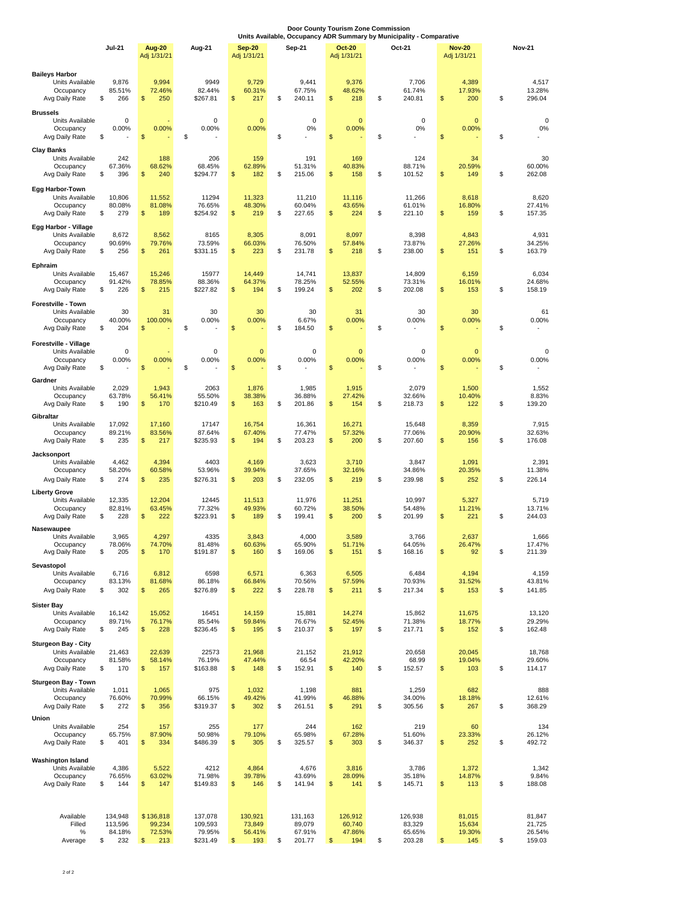**Door County Tourism Zone Commission**
**Units Available, Occupancy ADR Summary by Municipality - Comparative**

| | Jul-21 | Aug-20 Adj 1/31/21 | Aug-21 | Sep-20 Adj 1/31/21 | Sep-21 | Oct-20 Adj 1/31/21 | Oct-21 | Nov-20 Adj 1/31/21 | Nov-21 |
|---|---|---|---|---|---|---|---|---|---|
| **Baileys Harbor** | | | | | | | | | |
| Units Available | 9,876 | 9,994 | 9949 | 9,729 | 9,441 | 9,376 | 7,706 | 4,389 | 4,517 |
| Occupancy | 85.51% | 72.46% | 82.44% | 60.31% | 67.75% | 48.62% | 61.74% | 17.93% | 13.28% |
| Avg Daily Rate | $ 266 | $ 250 | $267.81 | $ 217 | $ 240.11 | $ 218 | $ 240.81 | $ 200 | $ 296.04 |
| **Brussels** | | | | | | | | | |
| Units Available | 0 | - | 0 | 0 | 0 | 0 | 0 | 0 | 0 |
| Occupancy | 0.00% | 0.00% | 0.00% | 0.00% | 0% | 0.00% | 0% | 0.00% | 0% |
| Avg Daily Rate | $ - | $ - | $ - | | $ - | $ - | $ - | $ - | $ - |
| **Clay Banks** | | | | | | | | | |
| Units Available | 242 | 188 | 206 | 159 | 191 | 169 | 124 | 34 | 30 |
| Occupancy | 67.36% | 68.62% | 68.45% | 62.89% | 51.31% | 40.83% | 88.71% | 20.59% | 60.00% |
| Avg Daily Rate | $ 396 | $ 240 | $294.77 | $ 182 | $ 215.06 | $ 158 | $ 101.52 | $ 149 | $ 262.08 |
| **Egg Harbor-Town** | | | | | | | | | |
| Units Available | 10,806 | 11,552 | 11294 | 11,323 | 11,210 | 11,116 | 11,266 | 8,618 | 8,620 |
| Occupancy | 80.08% | 81.08% | 76.65% | 48.30% | 60.04% | 43.65% | 61.01% | 16.80% | 27.41% |
| Avg Daily Rate | $ 279 | $ 189 | $254.92 | $ 219 | $ 227.65 | $ 224 | $ 221.10 | $ 159 | $ 157.35 |
| **Egg Harbor - Village** | | | | | | | | | |
| Units Available | 8,672 | 8,562 | 8165 | 8,305 | 8,091 | 8,097 | 8,398 | 4,843 | 4,931 |
| Occupancy | 90.69% | 79.76% | 73.59% | 66.03% | 76.50% | 57.84% | 73.87% | 27.26% | 34.25% |
| Avg Daily Rate | $ 256 | $ 261 | $331.15 | $ 223 | $ 231.78 | $ 218 | $ 238.00 | $ 151 | $ 163.79 |
| **Ephraim** | | | | | | | | | |
| Units Available | 15,467 | 15,246 | 15977 | 14,449 | 14,741 | 13,837 | 14,809 | 6,159 | 6,034 |
| Occupancy | 91.42% | 78.85% | 88.36% | 64.37% | 78.25% | 52.55% | 73.31% | 16.01% | 24.68% |
| Avg Daily Rate | $ 226 | $ 215 | $227.82 | $ 194 | $ 199.24 | $ 202 | $ 202.08 | $ 153 | $ 158.19 |
| **Forestville - Town** | | | | | | | | | |
| Units Available | 30 | 31 | 30 | 30 | 30 | 31 | 30 | 30 | 61 |
| Occupancy | 40.00% | 100.00% | 0.00% | 0.00% | 6.67% | 0.00% | 0.00% | 0.00% | 0.00% |
| Avg Daily Rate | $ 204 | $ - | $ - | $ - | $ 184.50 | $ - | $ - | $ - | $ - |
| **Forestville - Village** | | | | | | | | | |
| Units Available | 0 | - | 0 | 0 | 0 | 0 | 0 | 0 | 0 |
| Occupancy | 0.00% | 0.00% | 0.00% | 0.00% | 0.00% | 0.00% | 0.00% | 0.00% | 0.00% |
| Avg Daily Rate | $ - | $ - | $ - | $ - | $ - | $ - | $ - | $ - | $ - |
| **Gardner** | | | | | | | | | |
| Units Available | 2,029 | 1,943 | 2063 | 1,876 | 1,985 | 1,915 | 2,079 | 1,500 | 1,552 |
| Occupancy | 63.78% | 56.41% | 55.50% | 38.38% | 36.88% | 27.42% | 32.66% | 10.40% | 8.83% |
| Avg Daily Rate | $ 190 | $ 170 | $210.49 | $ 163 | $ 201.86 | $ 154 | $ 218.73 | $ 122 | $ 139.20 |
| **Gibraltar** | | | | | | | | | |
| Units Available | 17,092 | 17,160 | 17147 | 16,754 | 16,361 | 16,271 | 15,648 | 8,359 | 7,915 |
| Occupancy | 89.21% | 83.56% | 87.64% | 67.40% | 77.47% | 57.32% | 77.06% | 20.90% | 32.63% |
| Avg Daily Rate | $ 235 | $ 217 | $235.93 | $ 194 | $ 203.23 | $ 200 | $ 207.60 | $ 156 | $ 176.08 |
| **Jacksonport** | | | | | | | | | |
| Units Available | 4,462 | 4,394 | 4403 | 4,169 | 3,623 | 3,710 | 3,847 | 1,091 | 2,391 |
| Occupancy | 58.20% | 60.58% | 53.96% | 39.94% | 37.65% | 32.16% | 34.86% | 20.35% | 11.38% |
| Avg Daily Rate | $ 274 | $ 235 | $276.31 | $ 203 | $ 232.05 | $ 219 | $ 239.98 | $ 252 | $ 226.14 |
| **Liberty Grove** | | | | | | | | | |
| Units Available | 12,335 | 12,204 | 12445 | 11,513 | 11,976 | 11,251 | 10,997 | 5,327 | 5,719 |
| Occupancy | 82.81% | 63.45% | 77.32% | 49.93% | 60.72% | 38.50% | 54.48% | 11.21% | 13.71% |
| Avg Daily Rate | $ 228 | $ 222 | $223.91 | $ 189 | $ 199.41 | $ 200 | $ 201.99 | $ 221 | $ 244.03 |
| **Nasewaupee** | | | | | | | | | |
| Units Available | 3,965 | 4,297 | 4335 | 3,843 | 4,000 | 3,589 | 3,766 | 2,637 | 1,666 |
| Occupancy | 78.06% | 74.70% | 81.48% | 60.63% | 65.90% | 51.71% | 64.05% | 26.47% | 17.47% |
| Avg Daily Rate | $ 205 | $ 170 | $191.87 | $ 160 | $ 169.06 | $ 151 | $ 168.16 | $ 92 | $ 211.39 |
| **Sevastopol** | | | | | | | | | |
| Units Available | 6,716 | 6,812 | 6598 | 6,571 | 6,363 | 6,505 | 6,484 | 4,194 | 4,159 |
| Occupancy | 83.13% | 81.68% | 86.18% | 66.84% | 70.56% | 57.59% | 70.93% | 31.52% | 43.81% |
| Avg Daily Rate | $ 302 | $ 265 | $276.89 | $ 222 | $ 228.78 | $ 211 | $ 217.34 | $ 153 | $ 141.85 |
| **Sister Bay** | | | | | | | | | |
| Units Available | 16,142 | 15,052 | 16451 | 14,159 | 15,881 | 14,274 | 15,862 | 11,675 | 13,120 |
| Occupancy | 89.71% | 76.17% | 85.54% | 59.84% | 76.67% | 52.45% | 71.38% | 18.77% | 29.29% |
| Avg Daily Rate | $ 245 | $ 228 | $236.45 | $ 195 | $ 210.37 | $ 197 | $ 217.71 | $ 152 | $ 162.48 |
| **Sturgeon Bay - City** | | | | | | | | | |
| Units Available | 21,463 | 22,639 | 22573 | 21,968 | 21,152 | 21,912 | 20,658 | 20,045 | 18,768 |
| Occupancy | 81.58% | 58.14% | 76.19% | 47.44% | 66.54 | 42.20% | 68.99 | 19.04% | 29.60% |
| Avg Daily Rate | $ 170 | $ 157 | $163.88 | $ 148 | $ 152.91 | $ 140 | $ 152.57 | $ 103 | $ 114.17 |
| **Sturgeon Bay - Town** | | | | | | | | | |
| Units Available | 1,011 | 1,065 | 975 | 1,032 | 1,198 | 881 | 1,259 | 682 | 888 |
| Occupancy | 76.60% | 70.99% | 66.15% | 49.42% | 41.99% | 46.88% | 34.00% | 18.18% | 12.61% |
| Avg Daily Rate | $ 272 | $ 356 | $319.37 | $ 302 | $ 261.51 | $ 291 | $ 305.56 | $ 267 | $ 368.29 |
| **Union** | | | | | | | | | |
| Units Available | 254 | 157 | 255 | 177 | 244 | 162 | 219 | 60 | 134 |
| Occupancy | 65.75% | 87.90% | 50.98% | 79.10% | 65.98% | 67.28% | 51.60% | 23.33% | 26.12% |
| Avg Daily Rate | $ 401 | $ 334 | $486.39 | $ 305 | $ 325.57 | $ 303 | $ 346.37 | $ 252 | $ 492.72 |
| **Washington Island** | | | | | | | | | |
| Units Available | 4,386 | 5,522 | 4212 | 4,864 | 4,676 | 3,816 | 3,786 | 1,372 | 1,342 |
| Occupancy | 76.65% | 63.02% | 71.98% | 39.78% | 43.69% | 28.09% | 35.18% | 14.87% | 9.84% |
| Avg Daily Rate | $ 144 | $ 147 | $149.83 | $ 146 | $ 141.94 | $ 141 | $ 145.71 | $ 113 | $ 188.08 |
| Available | 134,948 | $136,818 | 137,078 | 130,921 | 131,163 | 126,912 | 126,938 | 81,015 | 81,847 |
| Filled | 113,596 | 99,234 | 109,593 | 73,849 | 89,079 | 60,740 | 83,329 | 15,634 | 21,725 |
| % | 84.18% | 72.53% | 79.95% | 56.41% | 67.91% | 47.86% | 65.65% | 19.30% | 26.54% |
| Average | $ 232 | $ 213 | $231.49 | $ 193 | $ 201.77 | $ 194 | $ 203.28 | $ 145 | $ 159.03 |